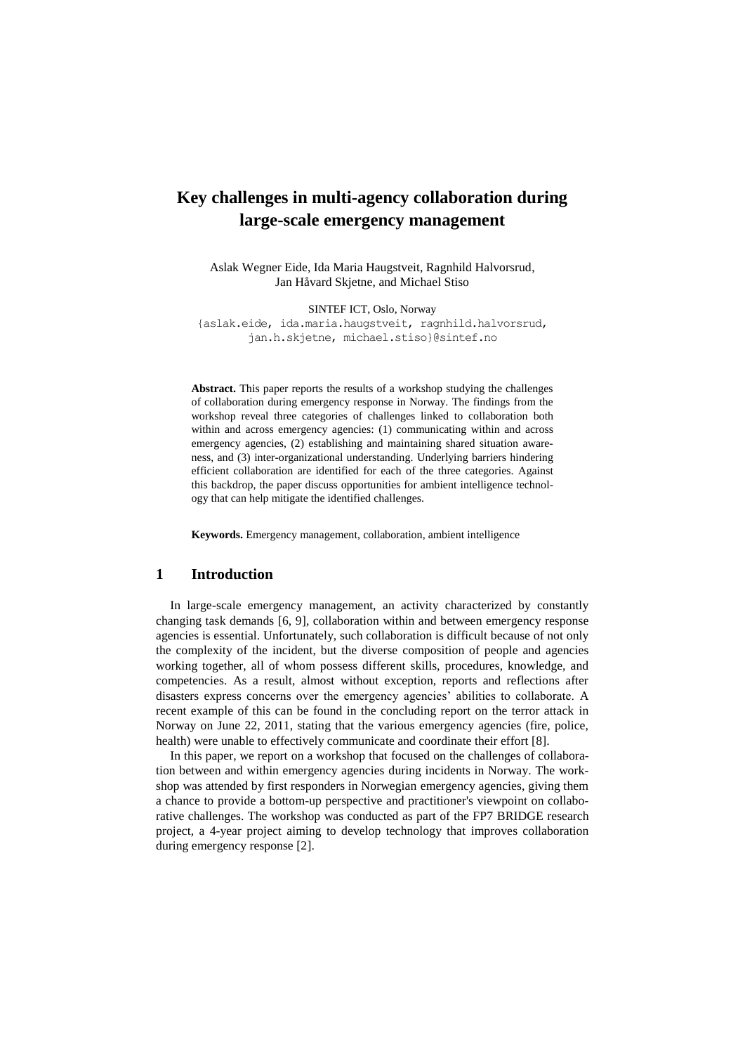# Key challenges in multi-agency collaboration during large-scale emergency management

Aslak Wegner Eide, Ida Maria Haugstveit, Ragnhild Halvorsrud, Jan Håvard Skjetne, and Michael Stiso

SINTEF ICT, Oslo, Norway
{aslak.eide, ida.maria.haugstveit, ragnhild.halvorsrud, jan.h.skjetne, michael.stiso}@sintef.no

**Abstract.** This paper reports the results of a workshop studying the challenges of collaboration during emergency response in Norway. The findings from the workshop reveal three categories of challenges linked to collaboration both within and across emergency agencies: (1) communicating within and across emergency agencies, (2) establishing and maintaining shared situation awareness, and (3) inter-organizational understanding. Underlying barriers hindering efficient collaboration are identified for each of the three categories. Against this backdrop, the paper discuss opportunities for ambient intelligence technology that can help mitigate the identified challenges.

**Keywords.** Emergency management, collaboration, ambient intelligence

## 1 Introduction

In large-scale emergency management, an activity characterized by constantly changing task demands [6, 9], collaboration within and between emergency response agencies is essential. Unfortunately, such collaboration is difficult because of not only the complexity of the incident, but the diverse composition of people and agencies working together, all of whom possess different skills, procedures, knowledge, and competencies. As a result, almost without exception, reports and reflections after disasters express concerns over the emergency agencies' abilities to collaborate. A recent example of this can be found in the concluding report on the terror attack in Norway on June 22, 2011, stating that the various emergency agencies (fire, police, health) were unable to effectively communicate and coordinate their effort [8].

In this paper, we report on a workshop that focused on the challenges of collaboration between and within emergency agencies during incidents in Norway. The workshop was attended by first responders in Norwegian emergency agencies, giving them a chance to provide a bottom-up perspective and practitioner's viewpoint on collaborative challenges. The workshop was conducted as part of the FP7 BRIDGE research project, a 4-year project aiming to develop technology that improves collaboration during emergency response [2].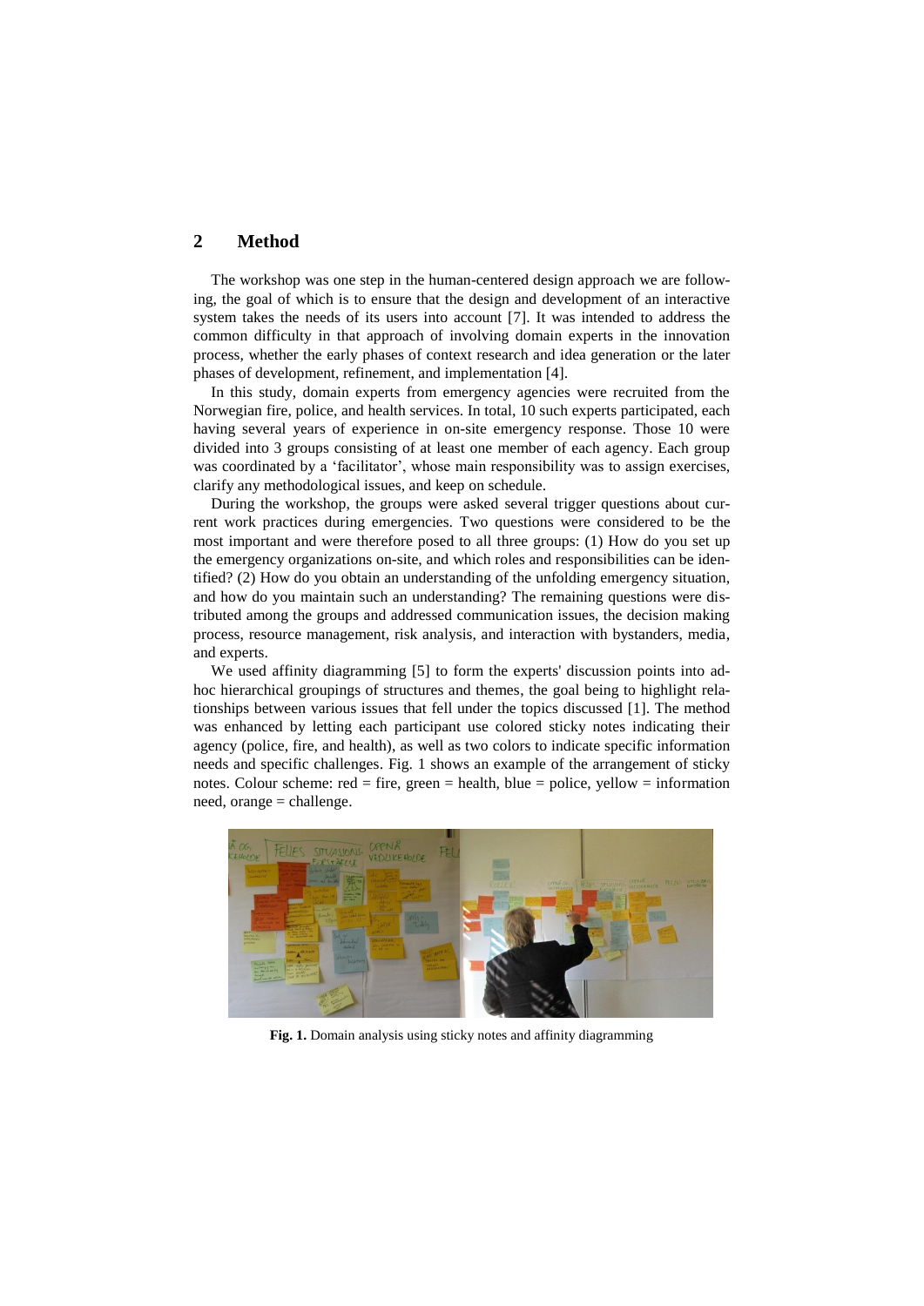## 2 Method

The workshop was one step in the human-centered design approach we are following, the goal of which is to ensure that the design and development of an interactive system takes the needs of its users into account [7]. It was intended to address the common difficulty in that approach of involving domain experts in the innovation process, whether the early phases of context research and idea generation or the later phases of development, refinement, and implementation [4].

In this study, domain experts from emergency agencies were recruited from the Norwegian fire, police, and health services. In total, 10 such experts participated, each having several years of experience in on-site emergency response. Those 10 were divided into 3 groups consisting of at least one member of each agency. Each group was coordinated by a 'facilitator', whose main responsibility was to assign exercises, clarify any methodological issues, and keep on schedule.

During the workshop, the groups were asked several trigger questions about current work practices during emergencies. Two questions were considered to be the most important and were therefore posed to all three groups: (1) How do you set up the emergency organizations on-site, and which roles and responsibilities can be identified? (2) How do you obtain an understanding of the unfolding emergency situation, and how do you maintain such an understanding? The remaining questions were distributed among the groups and addressed communication issues, the decision making process, resource management, risk analysis, and interaction with bystanders, media, and experts.

We used affinity diagramming [5] to form the experts' discussion points into ad-hoc hierarchical groupings of structures and themes, the goal being to highlight relationships between various issues that fell under the topics discussed [1]. The method was enhanced by letting each participant use colored sticky notes indicating their agency (police, fire, and health), as well as two colors to indicate specific information needs and specific challenges. Fig. 1 shows an example of the arrangement of sticky notes. Colour scheme: red = fire, green = health, blue = police, yellow = information need, orange = challenge.

**Fig. 1.** Domain analysis using sticky notes and affinity diagramming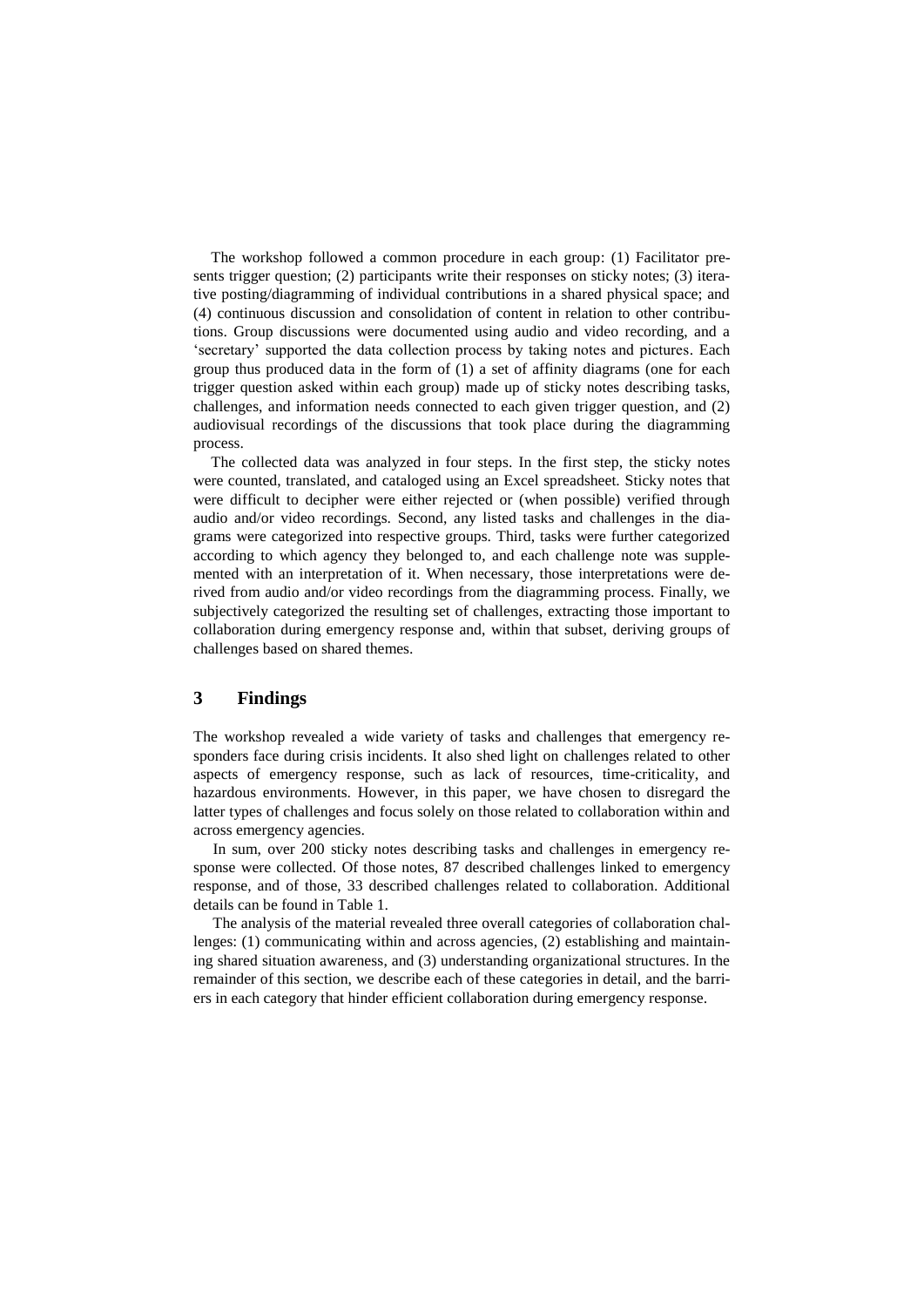The workshop followed a common procedure in each group: (1) Facilitator presents trigger question; (2) participants write their responses on sticky notes; (3) iterative posting/diagramming of individual contributions in a shared physical space; and (4) continuous discussion and consolidation of content in relation to other contributions. Group discussions were documented using audio and video recording, and a 'secretary' supported the data collection process by taking notes and pictures. Each group thus produced data in the form of (1) a set of affinity diagrams (one for each trigger question asked within each group) made up of sticky notes describing tasks, challenges, and information needs connected to each given trigger question, and (2) audiovisual recordings of the discussions that took place during the diagramming process.

The collected data was analyzed in four steps. In the first step, the sticky notes were counted, translated, and cataloged using an Excel spreadsheet. Sticky notes that were difficult to decipher were either rejected or (when possible) verified through audio and/or video recordings. Second, any listed tasks and challenges in the diagrams were categorized into respective groups. Third, tasks were further categorized according to which agency they belonged to, and each challenge note was supplemented with an interpretation of it. When necessary, those interpretations were derived from audio and/or video recordings from the diagramming process. Finally, we subjectively categorized the resulting set of challenges, extracting those important to collaboration during emergency response and, within that subset, deriving groups of challenges based on shared themes.

## 3 Findings

The workshop revealed a wide variety of tasks and challenges that emergency responders face during crisis incidents. It also shed light on challenges related to other aspects of emergency response, such as lack of resources, time-criticality, and hazardous environments. However, in this paper, we have chosen to disregard the latter types of challenges and focus solely on those related to collaboration within and across emergency agencies.

In sum, over 200 sticky notes describing tasks and challenges in emergency response were collected. Of those notes, 87 described challenges linked to emergency response, and of those, 33 described challenges related to collaboration. Additional details can be found in Table 1.

The analysis of the material revealed three overall categories of collaboration challenges: (1) communicating within and across agencies, (2) establishing and maintaining shared situation awareness, and (3) understanding organizational structures. In the remainder of this section, we describe each of these categories in detail, and the barriers in each category that hinder efficient collaboration during emergency response.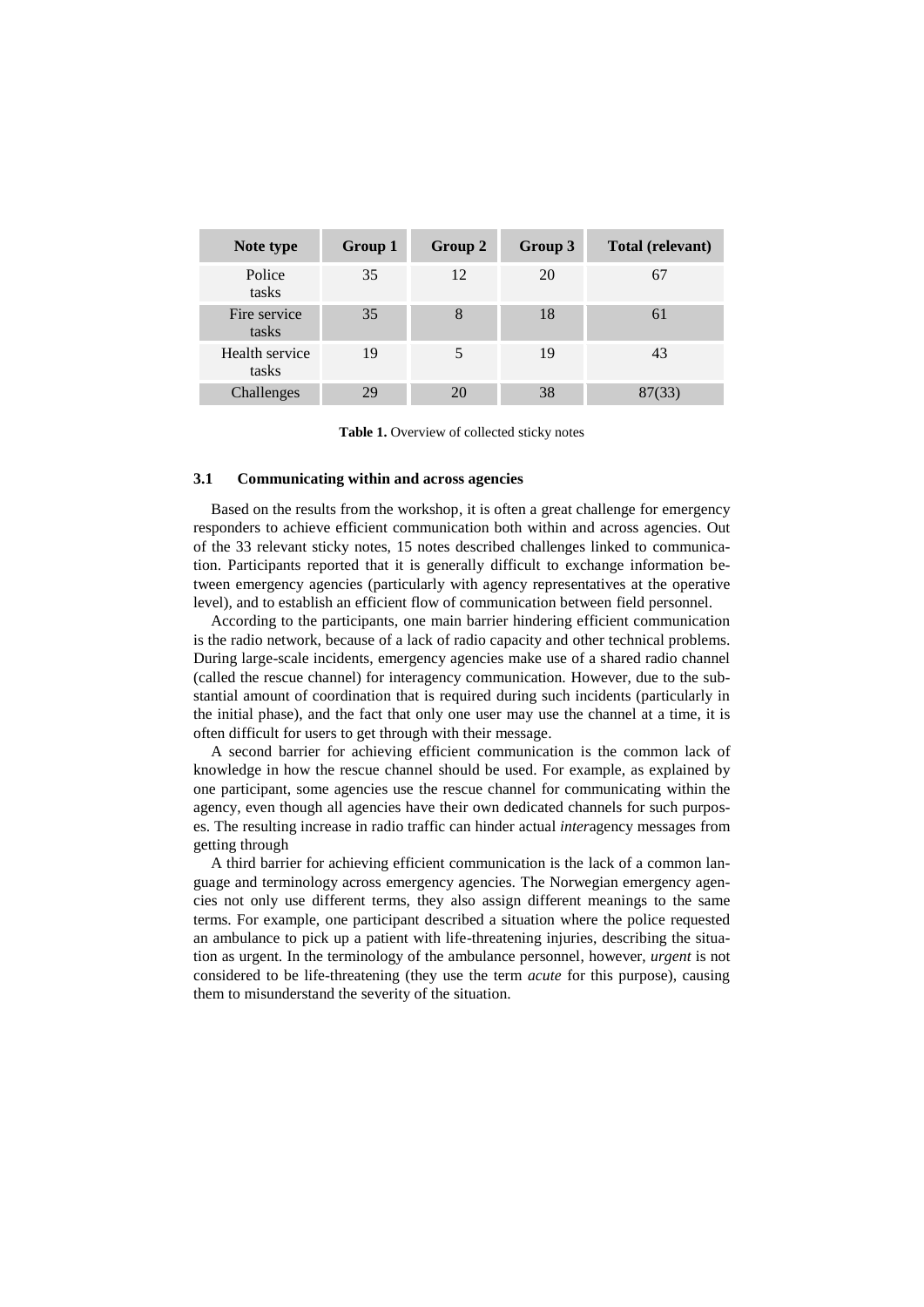| Note type | Group 1 | Group 2 | Group 3 | Total (relevant) |
| --- | --- | --- | --- | --- |
| Police tasks | 35 | 12 | 20 | 67 |
| Fire service tasks | 35 | 8 | 18 | 61 |
| Health service tasks | 19 | 5 | 19 | 43 |
| Challenges | 29 | 20 | 38 | 87(33) |

**Table 1.** Overview of collected sticky notes

### 3.1 Communicating within and across agencies

Based on the results from the workshop, it is often a great challenge for emergency responders to achieve efficient communication both within and across agencies. Out of the 33 relevant sticky notes, 15 notes described challenges linked to communication. Participants reported that it is generally difficult to exchange information between emergency agencies (particularly with agency representatives at the operative level), and to establish an efficient flow of communication between field personnel.

According to the participants, one main barrier hindering efficient communication is the radio network, because of a lack of radio capacity and other technical problems. During large-scale incidents, emergency agencies make use of a shared radio channel (called the rescue channel) for interagency communication. However, due to the substantial amount of coordination that is required during such incidents (particularly in the initial phase), and the fact that only one user may use the channel at a time, it is often difficult for users to get through with their message.

A second barrier for achieving efficient communication is the common lack of knowledge in how the rescue channel should be used. For example, as explained by one participant, some agencies use the rescue channel for communicating within the agency, even though all agencies have their own dedicated channels for such purposes. The resulting increase in radio traffic can hinder actual *inter*agency messages from getting through

A third barrier for achieving efficient communication is the lack of a common language and terminology across emergency agencies. The Norwegian emergency agencies not only use different terms, they also assign different meanings to the same terms. For example, one participant described a situation where the police requested an ambulance to pick up a patient with life-threatening injuries, describing the situation as urgent. In the terminology of the ambulance personnel, however, *urgent* is not considered to be life-threatening (they use the term *acute* for this purpose), causing them to misunderstand the severity of the situation.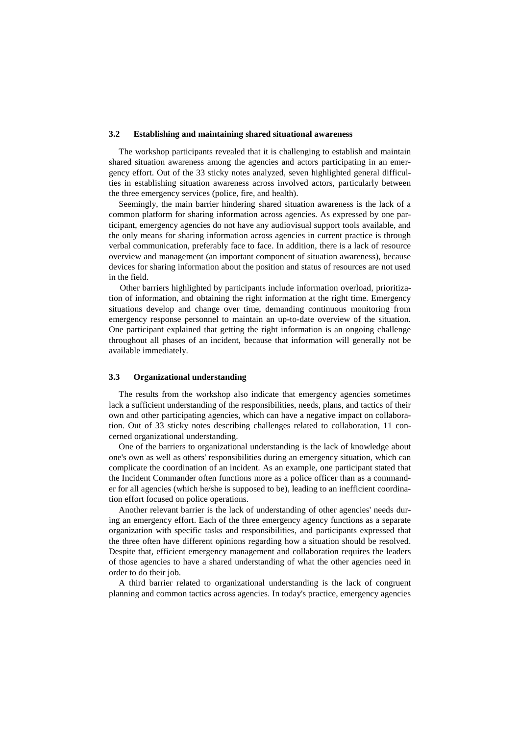### 3.2 Establishing and maintaining shared situational awareness

The workshop participants revealed that it is challenging to establish and maintain shared situation awareness among the agencies and actors participating in an emergency effort. Out of the 33 sticky notes analyzed, seven highlighted general difficulties in establishing situation awareness across involved actors, particularly between the three emergency services (police, fire, and health).

Seemingly, the main barrier hindering shared situation awareness is the lack of a common platform for sharing information across agencies. As expressed by one participant, emergency agencies do not have any audiovisual support tools available, and the only means for sharing information across agencies in current practice is through verbal communication, preferably face to face. In addition, there is a lack of resource overview and management (an important component of situation awareness), because devices for sharing information about the position and status of resources are not used in the field.

Other barriers highlighted by participants include information overload, prioritization of information, and obtaining the right information at the right time. Emergency situations develop and change over time, demanding continuous monitoring from emergency response personnel to maintain an up-to-date overview of the situation. One participant explained that getting the right information is an ongoing challenge throughout all phases of an incident, because that information will generally not be available immediately.

### 3.3 Organizational understanding

The results from the workshop also indicate that emergency agencies sometimes lack a sufficient understanding of the responsibilities, needs, plans, and tactics of their own and other participating agencies, which can have a negative impact on collaboration. Out of 33 sticky notes describing challenges related to collaboration, 11 concerned organizational understanding.

One of the barriers to organizational understanding is the lack of knowledge about one's own as well as others' responsibilities during an emergency situation, which can complicate the coordination of an incident. As an example, one participant stated that the Incident Commander often functions more as a police officer than as a commander for all agencies (which he/she is supposed to be), leading to an inefficient coordination effort focused on police operations.

Another relevant barrier is the lack of understanding of other agencies' needs during an emergency effort. Each of the three emergency agency functions as a separate organization with specific tasks and responsibilities, and participants expressed that the three often have different opinions regarding how a situation should be resolved. Despite that, efficient emergency management and collaboration requires the leaders of those agencies to have a shared understanding of what the other agencies need in order to do their job.

A third barrier related to organizational understanding is the lack of congruent planning and common tactics across agencies. In today's practice, emergency agencies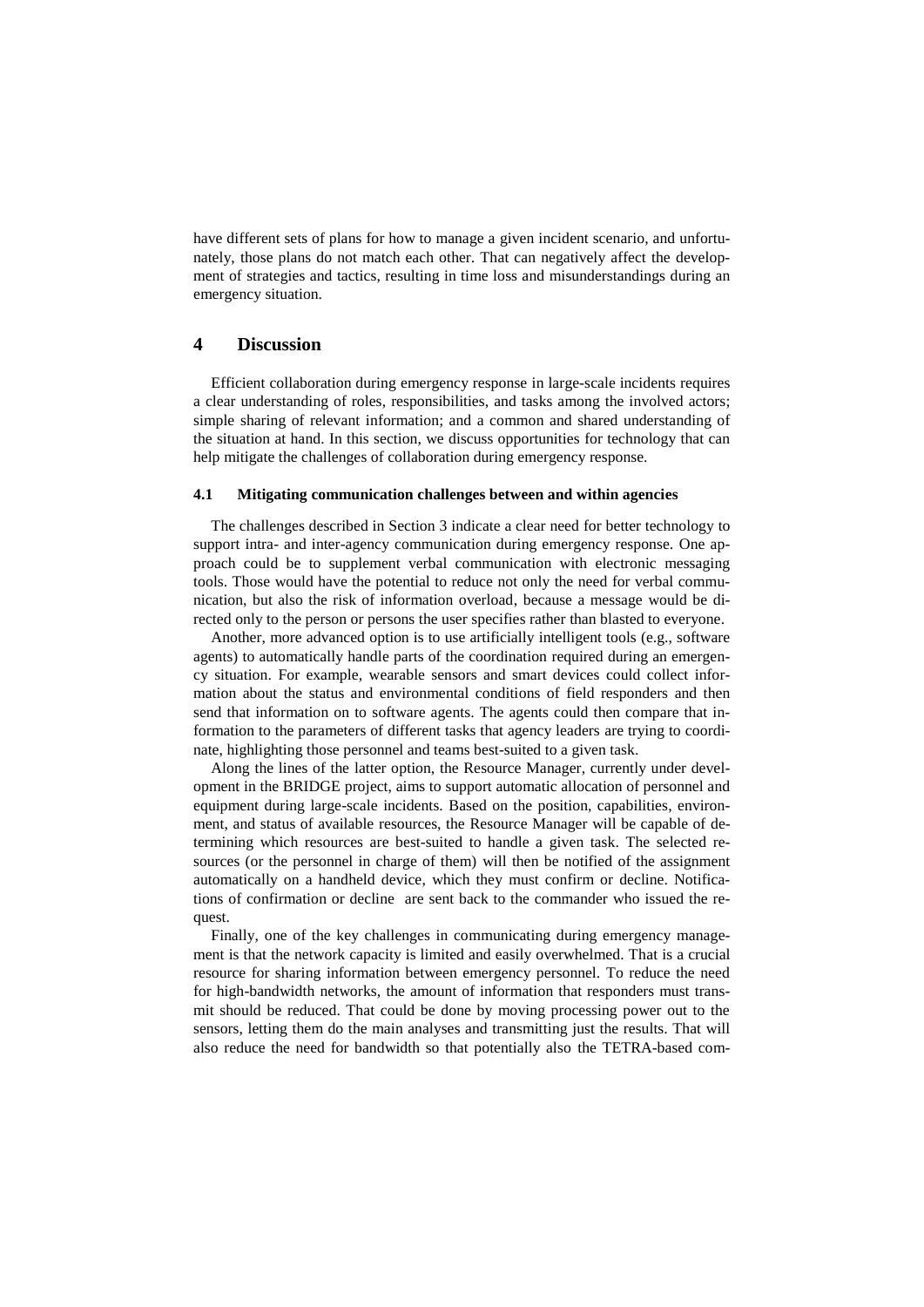have different sets of plans for how to manage a given incident scenario, and unfortunately, those plans do not match each other. That can negatively affect the development of strategies and tactics, resulting in time loss and misunderstandings during an emergency situation.

## 4 Discussion

Efficient collaboration during emergency response in large-scale incidents requires a clear understanding of roles, responsibilities, and tasks among the involved actors; simple sharing of relevant information; and a common and shared understanding of the situation at hand. In this section, we discuss opportunities for technology that can help mitigate the challenges of collaboration during emergency response.

### 4.1 Mitigating communication challenges between and within agencies

The challenges described in Section 3 indicate a clear need for better technology to support intra- and inter-agency communication during emergency response. One approach could be to supplement verbal communication with electronic messaging tools. Those would have the potential to reduce not only the need for verbal communication, but also the risk of information overload, because a message would be directed only to the person or persons the user specifies rather than blasted to everyone.

Another, more advanced option is to use artificially intelligent tools (e.g., software agents) to automatically handle parts of the coordination required during an emergency situation. For example, wearable sensors and smart devices could collect information about the status and environmental conditions of field responders and then send that information on to software agents. The agents could then compare that information to the parameters of different tasks that agency leaders are trying to coordinate, highlighting those personnel and teams best-suited to a given task.

Along the lines of the latter option, the Resource Manager, currently under development in the BRIDGE project, aims to support automatic allocation of personnel and equipment during large-scale incidents. Based on the position, capabilities, environment, and status of available resources, the Resource Manager will be capable of determining which resources are best-suited to handle a given task. The selected resources (or the personnel in charge of them) will then be notified of the assignment automatically on a handheld device, which they must confirm or decline. Notifications of confirmation or decline are sent back to the commander who issued the request.

Finally, one of the key challenges in communicating during emergency management is that the network capacity is limited and easily overwhelmed. That is a crucial resource for sharing information between emergency personnel. To reduce the need for high-bandwidth networks, the amount of information that responders must transmit should be reduced. That could be done by moving processing power out to the sensors, letting them do the main analyses and transmitting just the results. That will also reduce the need for bandwidth so that potentially also the TETRA-based com-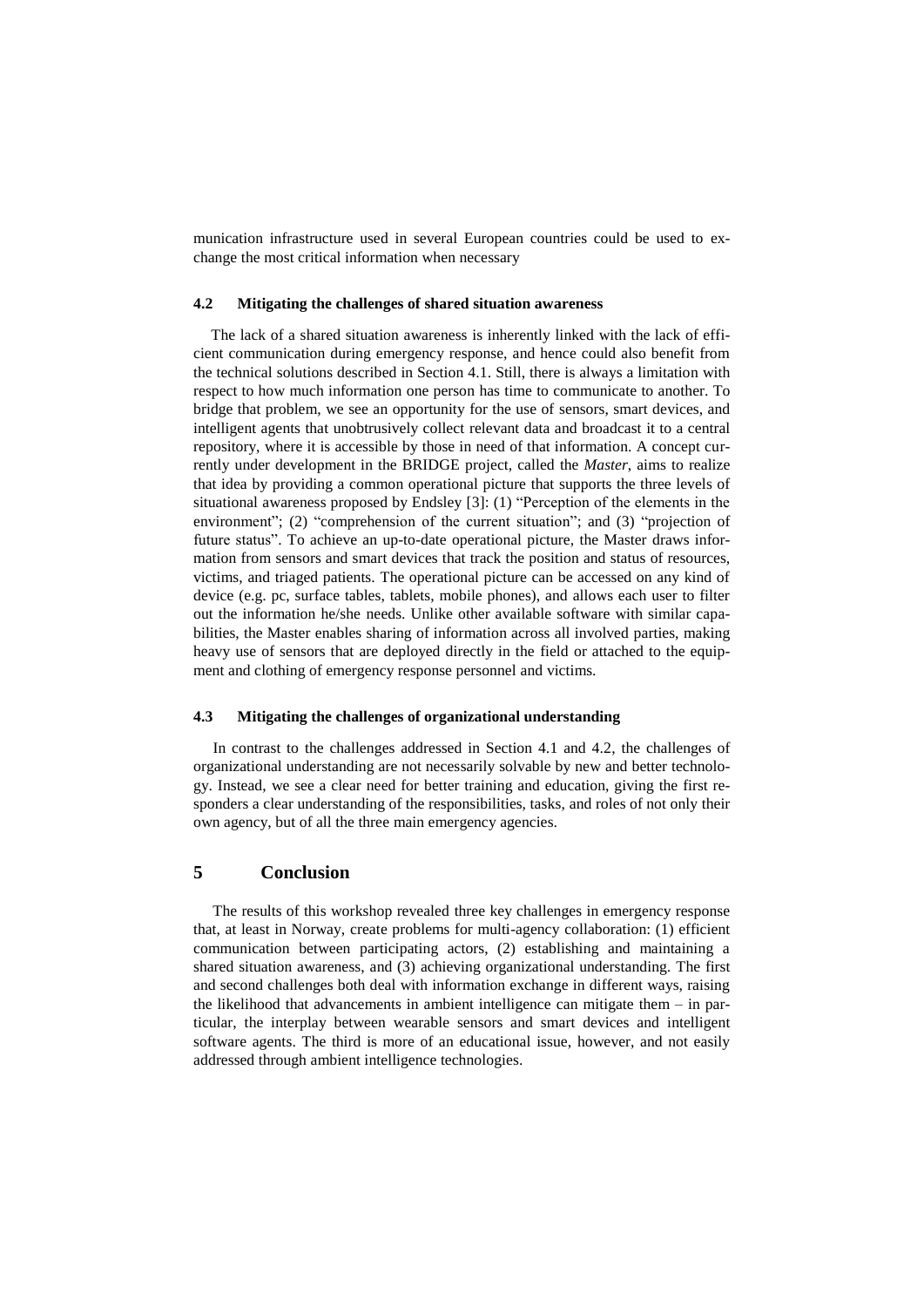munication infrastructure used in several European countries could be used to exchange the most critical information when necessary

### 4.2 Mitigating the challenges of shared situation awareness

The lack of a shared situation awareness is inherently linked with the lack of efficient communication during emergency response, and hence could also benefit from the technical solutions described in Section 4.1. Still, there is always a limitation with respect to how much information one person has time to communicate to another. To bridge that problem, we see an opportunity for the use of sensors, smart devices, and intelligent agents that unobtrusively collect relevant data and broadcast it to a central repository, where it is accessible by those in need of that information. A concept currently under development in the BRIDGE project, called the *Master*, aims to realize that idea by providing a common operational picture that supports the three levels of situational awareness proposed by Endsley [3]: (1) "Perception of the elements in the environment"; (2) "comprehension of the current situation"; and (3) "projection of future status". To achieve an up-to-date operational picture, the Master draws information from sensors and smart devices that track the position and status of resources, victims, and triaged patients. The operational picture can be accessed on any kind of device (e.g. pc, surface tables, tablets, mobile phones), and allows each user to filter out the information he/she needs. Unlike other available software with similar capabilities, the Master enables sharing of information across all involved parties, making heavy use of sensors that are deployed directly in the field or attached to the equipment and clothing of emergency response personnel and victims.

### 4.3 Mitigating the challenges of organizational understanding

In contrast to the challenges addressed in Section 4.1 and 4.2, the challenges of organizational understanding are not necessarily solvable by new and better technology. Instead, we see a clear need for better training and education, giving the first responders a clear understanding of the responsibilities, tasks, and roles of not only their own agency, but of all the three main emergency agencies.

## 5 Conclusion

The results of this workshop revealed three key challenges in emergency response that, at least in Norway, create problems for multi-agency collaboration: (1) efficient communication between participating actors, (2) establishing and maintaining a shared situation awareness, and (3) achieving organizational understanding. The first and second challenges both deal with information exchange in different ways, raising the likelihood that advancements in ambient intelligence can mitigate them – in particular, the interplay between wearable sensors and smart devices and intelligent software agents. The third is more of an educational issue, however, and not easily addressed through ambient intelligence technologies.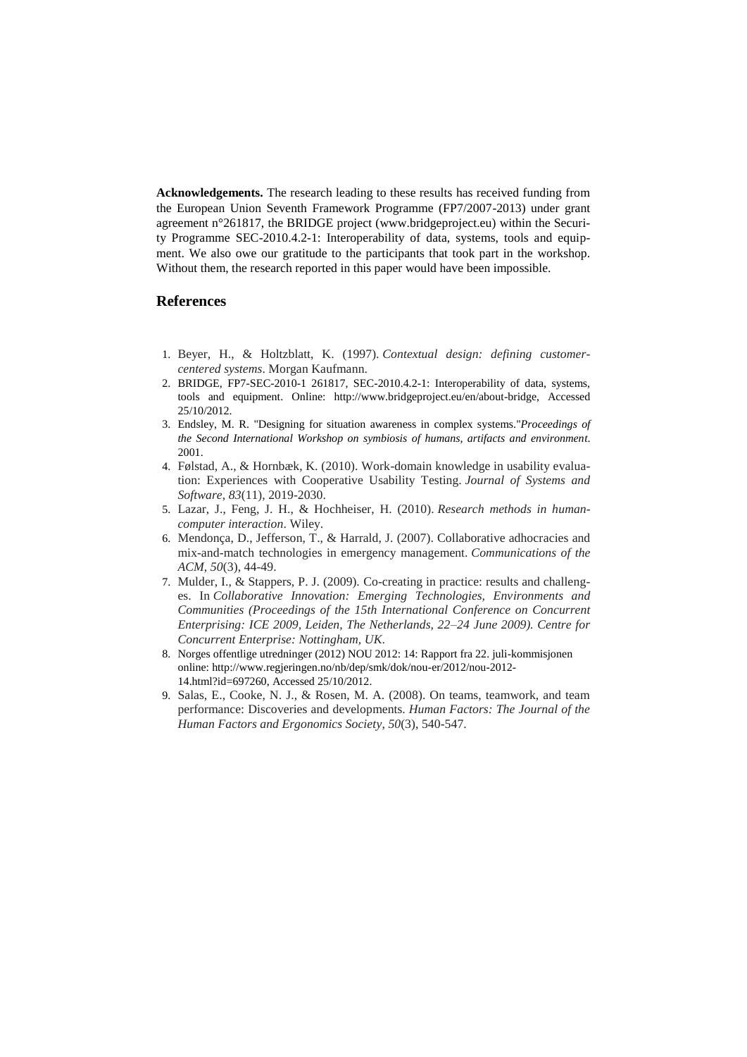**Acknowledgements.** The research leading to these results has received funding from the European Union Seventh Framework Programme (FP7/2007-2013) under grant agreement n°261817, the BRIDGE project (www.bridgeproject.eu) within the Security Programme SEC-2010.4.2-1: Interoperability of data, systems, tools and equipment. We also owe our gratitude to the participants that took part in the workshop. Without them, the research reported in this paper would have been impossible.

## References

1. Beyer, H., & Holtzblatt, K. (1997). *Contextual design: defining customer-centered systems*. Morgan Kaufmann.
2. BRIDGE, FP7-SEC-2010-1 261817, SEC-2010.4.2-1: Interoperability of data, systems, tools and equipment. Online: http://www.bridgeproject.eu/en/about-bridge, Accessed 25/10/2012.
3. Endsley, M. R. "Designing for situation awareness in complex systems."*Proceedings of the Second International Workshop on symbiosis of humans, artifacts and environment*. 2001.
4. Følstad, A., & Hornbæk, K. (2010). Work-domain knowledge in usability evaluation: Experiences with Cooperative Usability Testing. *Journal of Systems and Software*, *83*(11), 2019-2030.
5. Lazar, J., Feng, J. H., & Hochheiser, H. (2010). *Research methods in human-computer interaction*. Wiley.
6. Mendonça, D., Jefferson, T., & Harrald, J. (2007). Collaborative adhocracies and mix-and-match technologies in emergency management. *Communications of the ACM*, *50*(3), 44-49.
7. Mulder, I., & Stappers, P. J. (2009). Co-creating in practice: results and challenges. In *Collaborative Innovation: Emerging Technologies, Environments and Communities (Proceedings of the 15th International Conference on Concurrent Enterprising: ICE 2009, Leiden, The Netherlands, 22–24 June 2009). Centre for Concurrent Enterprise: Nottingham, UK*.
8. Norges offentlige utredninger (2012) NOU 2012: 14: Rapport fra 22. juli-kommisjonen online: http://www.regjeringen.no/nb/dep/smk/dok/nou-er/2012/nou-2012-14.html?id=697260, Accessed 25/10/2012.
9. Salas, E., Cooke, N. J., & Rosen, M. A. (2008). On teams, teamwork, and team performance: Discoveries and developments. *Human Factors: The Journal of the Human Factors and Ergonomics Society*, *50*(3), 540-547.